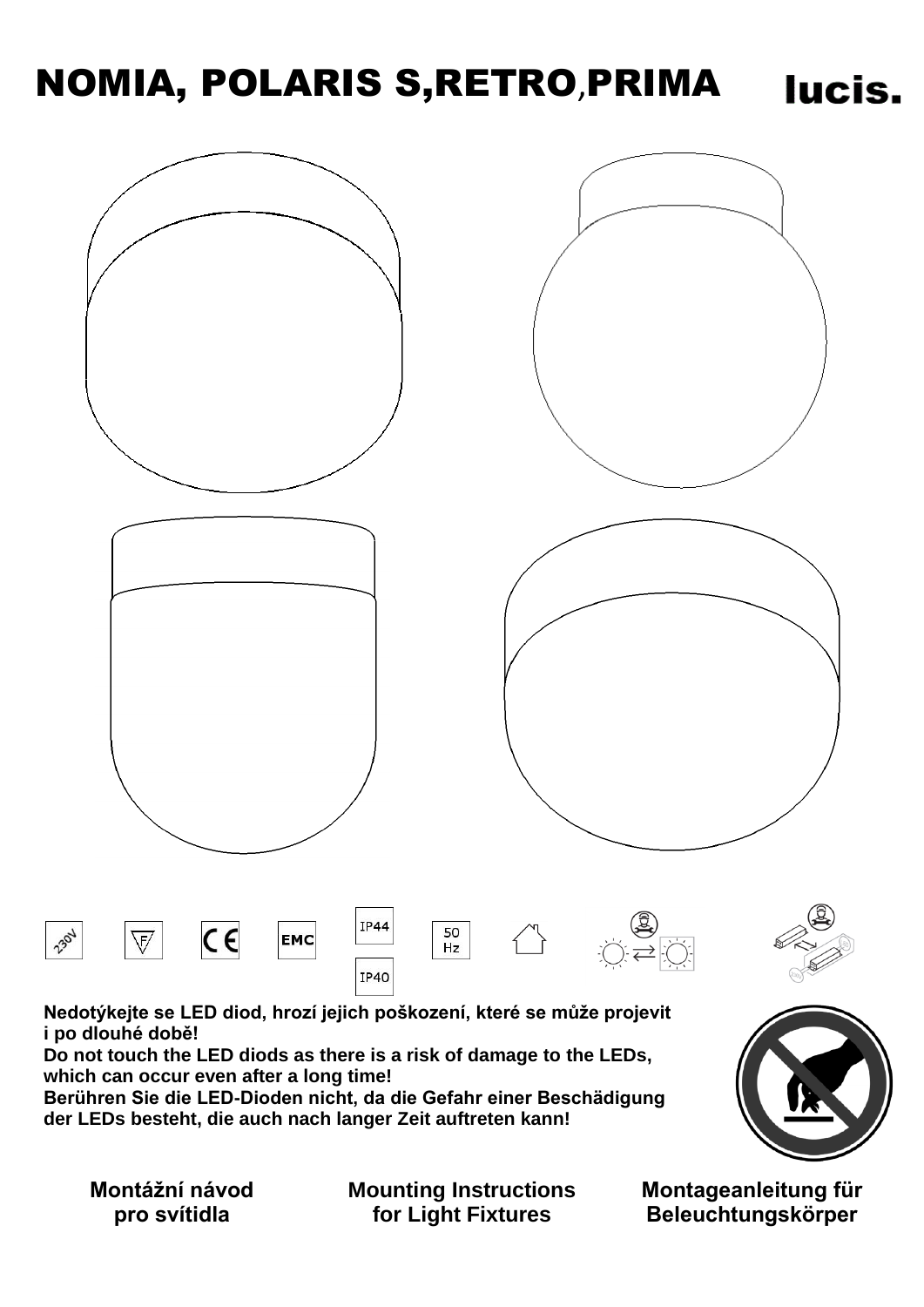# NOMIA, POLARIS S,RETRO,PRIMA

lucis.

230V F CE EMC IP44 IP40 50 Hz

**Nedotýkejte se LED diod, hrozí jejich poškození, které se může projevit i po dlouhé době!**
**Do not touch the LED diods as there is a risk of damage to the LEDs, which can occur even after a long time!**
**Berühren Sie die LED-Dioden nicht, da die Gefahr einer Beschädigung der LEDs besteht, die auch nach langer Zeit auftreten kann!**

**Montážní návod pro svítidla**

**Mounting Instructions for Light Fixtures**

**Montageanleitung für Beleuchtungskörper**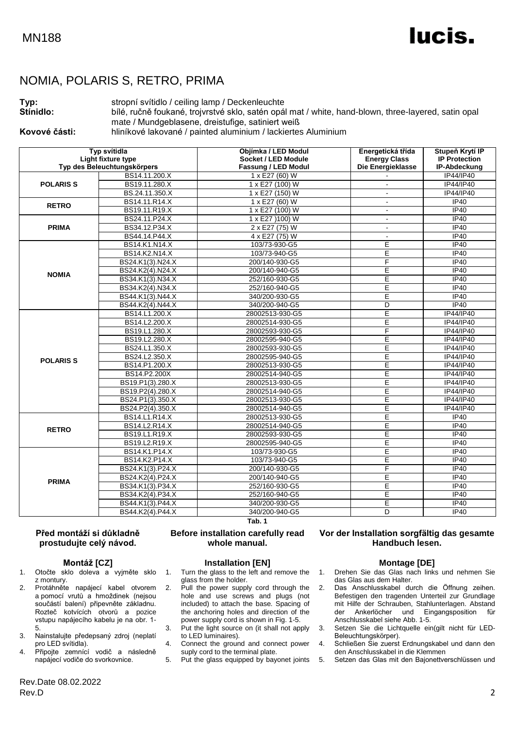# NOMIA, POLARIS S, RETRO, PRIMA

**Typ:** stropní svítidlo / ceiling lamp / Deckenleuchte
**Stínidlo:** bílé, ručně foukané, trojvrstvé sklo, satén opál mat / white, hand-blown, three-layered, satin opal mate / Mundgeblasene, dreistufige, satiniert weiß
**Kovové části:** hliníkové lakované / painted aluminium / lackiertes Aluminium

| Typ svítidla Light fixture type Typ des Beleuchtungskörpers | | Objímka / LED Modul Socket / LED Module Fassung / LED Modul | Energetická třída Energy Class Die Energieklasse | Stupeň Krytí IP IP Protection IP-Abdeckung |
|---|---|---|---|---|
| POLARIS S | BS14.11.200.X | 1 x E27 (60) W | - | IP44/IP40 |
| | BS19.11.280.X | 1 x E27 (100) W | - | IP44/IP40 |
| | BS.24.11.350.X | 1 x E27 (150) W | - | IP44/IP40 |
| RETRO | BS14.11.R14.X | 1 x E27 (60) W | - | IP40 |
| | BS19.11.R19.X | 1 x E27 (100) W | - | IP40 |
| PRIMA | BS24.11.P24.X | 1 x E27 )100) W | - | IP40 |
| | BS34.12.P34.X | 2 x E27 (75) W | - | IP40 |
| | BS44.14.P44.X | 4 x E27 (75) W | - | IP40 |
| NOMIA | BS14.K1.N14.X | 103/73-930-G5 | E | IP40 |
| | BS14.K2.N14.X | 103/73-940-G5 | E | IP40 |
| | BS24.K1(3).N24.X | 200/140-930-G5 | F | IP40 |
| | BS24.K2(4).N24.X | 200/140-940-G5 | E | IP40 |
| | BS34.K1(3).N34.X | 252/160-930-G5 | E | IP40 |
| | BS34.K2(4).N34.X | 252/160-940-G5 | E | IP40 |
| | BS44.K1(3).N44.X | 340/200-930-G5 | E | IP40 |
| | BS44.K2(4).N44.X | 340/200-940-G5 | D | IP40 |
| POLARIS S | BS14.L1.200.X | 28002513-930-G5 | E | IP44/IP40 |
| | BS14.L2.200.X | 28002514-930-G5 | E | IP44/IP40 |
| | BS19.L1.280.X | 28002593-930-G5 | F | IP44/IP40 |
| | BS19.L2.280.X | 28002595-940-G5 | E | IP44/IP40 |
| | BS24.L1.350.X | 28002593-930-G5 | E | IP44/IP40 |
| | BS24.L2.350.X | 28002595-940-G5 | E | IP44/IP40 |
| | BS14.P1.200.X | 28002513-930-G5 | E | IP44/IP40 |
| | BS14.P2.200X | 28002514-940-G5 | E | IP44/IP40 |
| | BS19.P1(3).280.X | 28002513-930-G5 | E | IP44/IP40 |
| | BS19.P2(4).280.X | 28002514-940-G5 | E | IP44/IP40 |
| | BS24.P1(3).350.X | 28002513-930-G5 | E | IP44/IP40 |
| | BS24.P2(4).350.X | 28002514-940-G5 | E | IP44/IP40 |
| RETRO | BS14.L1.R14.X | 28002513-930-G5 | E | IP40 |
| | BS14.L2.R14.X | 28002514-940-G5 | E | IP40 |
| | BS19.L1.R19.X | 28002593-930-G5 | E | IP40 |
| | BS19.L2.R19.X | 28002595-940-G5 | E | IP40 |
| PRIMA | BS14.K1.P14.X | 103/73-930-G5 | E | IP40 |
| | BS14.K2.P14.X | 103/73-940-G5 | E | IP40 |
| | BS24.K1(3).P24.X | 200/140-930-G5 | F | IP40 |
| | BS24.K2(4).P24.X | 200/140-940-G5 | E | IP40 |
| | BS34.K1(3).P34.X | 252/160-930-G5 | E | IP40 |
| | BS34.K2(4).P34.X | 252/160-940-G5 | E | IP40 |
| | BS44.K1(3).P44.X | 340/200-930-G5 | E | IP40 |
| | BS44.K2(4).P44.X | 340/200-940-G5 | D | IP40 |

Tab. 1

**Před montáží si důkladně prostudujte celý návod.**

### Montáž [CZ]

1. Otočte sklo doleva a vyjměte sklo z montury.
2. Protáhněte napájecí kabel otvorem a pomocí vrutů a hmoždinek (nejsou součástí balení) připevněte základnu. Rozteč kotvících otvorů a pozice vstupu napájecího kabelu je na obr. 1-5.
3. Nainstalujte předepsaný zdroj (neplatí pro LED svítidla).
4. Připojte zemnící vodič a následně napájecí vodiče do svorkovnice.

**Before installation carefully read whole manual.**

### Installation [EN]

1. Turn the glass to the left and remove the glass from the holder.
2. Pull the power supply cord through the hole and use screws and plugs (not included) to attach the base. Spacing of the anchoring holes and direction of the power supply cord is shown in Fig. 1-5.
3. Put the light source on (it shall not apply to LED luminaires).
4. Connect the ground and connect power suply cord to the terminal plate.
5. Put the glass equipped by bayonet joints

**Vor der Installation sorgfältig das gesamte Handbuch lesen.**

### Montage [DE]

1. Drehen Sie das Glas nach links und nehmen Sie das Glas aus dem Halter.
2. Das Anschlusskabel durch die Öffnung zeihen. Befestigen den tragenden Unterteil zur Grundlage mit Hilfe der Schrauben, Stahlunterlagen. Abstand der Ankerlöcher und Eingangsposition für Anschlusskabel siehe Abb. 1-5.
3. Setzen Sie die Lichtquelle ein(gilt nicht für LED-Beleuchtungskörper).
4. Schließen Sie zuerst Erdnungskabel und dann den den Anschlusskabel in die Klemmen
5. Setzen das Glas mit den Bajonettverschlüssen und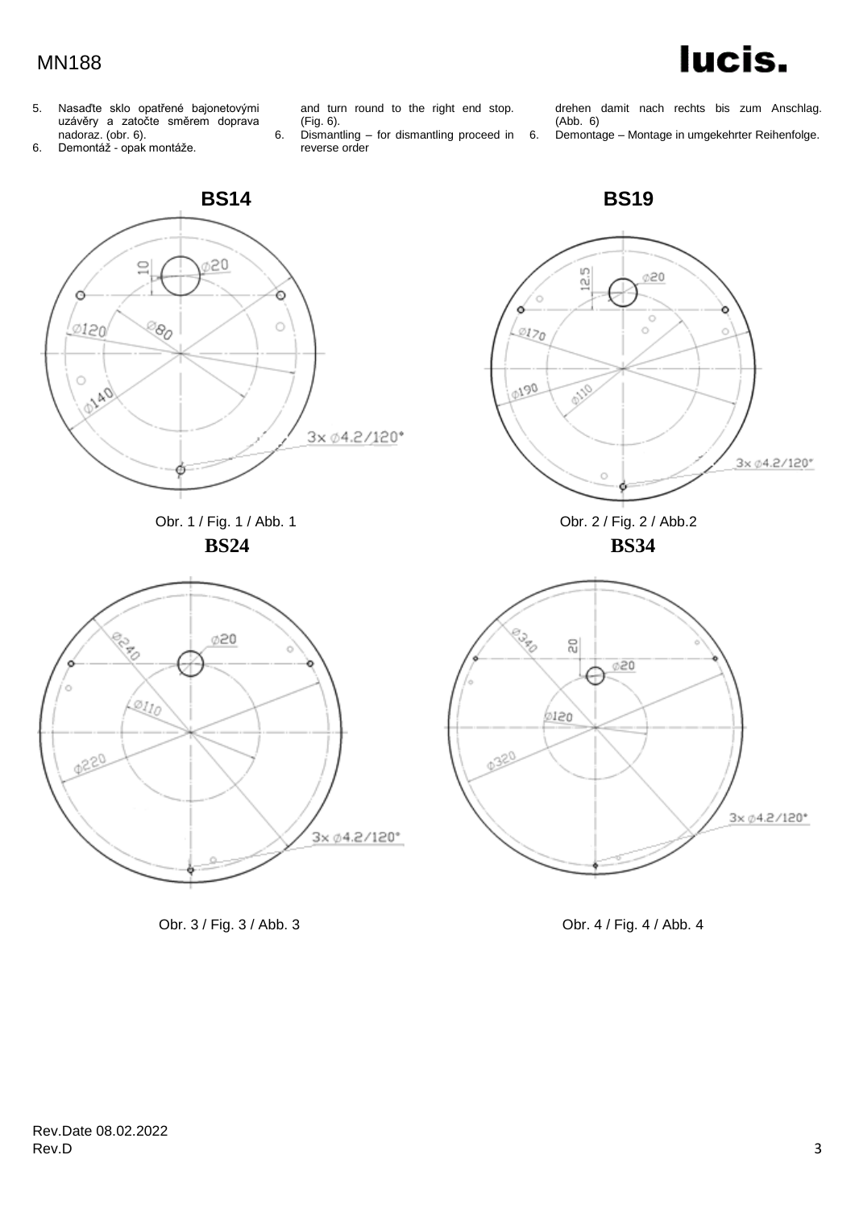5. Nasaďte sklo opatřené bajonetovými uzávěry a zatočte směrem doprava nadoraz. (obr. 6).
6. Demontáž - opak montáže.

and turn round to the right end stop. (Fig. 6).

6. Dismantling – for dismantling proceed in reverse order

drehen damit nach rechts bis zum Anschlag. (Abb. 6)

6. Demontage – Montage in umgekehrter Reihenfolge.

**BS14**

Ø20, 10, Ø120, Ø80, Ø140, 3x Ø4.2/120°

Obr. 1 / Fig. 1 / Abb. 1

**BS19**

12.5, Ø20, Ø170, Ø190, Ø110, 3x Ø4.2/120°

Obr. 2 / Fig. 2 / Abb.2

**BS24**

Ø240, Ø20, Ø110, Ø220, 3x Ø4.2/120°

Obr. 3 / Fig. 3 / Abb. 3

**BS34**

Ø340, 20, Ø20, Ø120, Ø320, 3x Ø4.2/120°

Obr. 4 / Fig. 4 / Abb. 4

Rev.Date 08.02.2022
Rev.D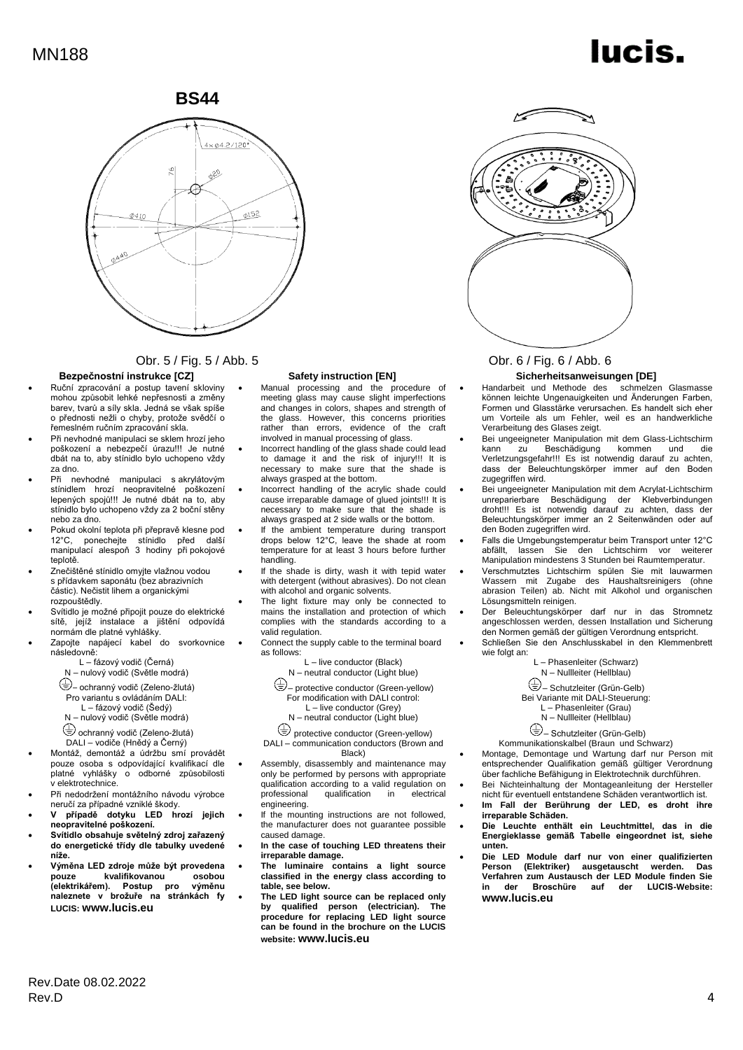MN188

**lucis.**

## BS44

4×⌀4.2/120°

76

⌀20

⌀410

⌀152

⌀440

Obr. 5 / Fig. 5 / Abb. 5

Obr. 6 / Fig. 6 / Abb. 6

### Bezpečnostní instrukce [CZ]

- Ruční zpracování a postup tavení skloviny mohou způsobit lehké nepřesnosti a změny barev, tvarů a síly skla. Jedná se však spíše o přednosti nežli o chyby, protože svědčí o řemeslném ručním zpracování skla.
- Při nevhodné manipulaci se sklem hrozí jeho poškození a nebezpečí úrazu!!! Je nutné dbát na to, aby stínidlo bylo uchopeno vždy za dno.
- Při nevhodné manipulaci s akrylátovým stínidlem hrozí neopravitelné poškození lepených spojů!!! Je nutné dbát na to, aby stínidlo bylo uchopeno vždy za 2 boční stěny nebo za dno.
- Pokud okolní teplota při přepravě klesne pod 12°C, ponechejte stínidlo před další manipulací alespoň 3 hodiny při pokojové teplotě.
- Znečištěné stínidlo omyjte vlažnou vodou s přídavkem saponátu (bez abrazivních částic). Nečistit lihem a organickými rozpouštědly.
- Svítidlo je možné připojit pouze do elektrické sítě, jejíž instalace a jištění odpovídá normám dle platné vyhlášky.
- Zapojte napájecí kabel do svorkovnice následovně:
  - L – fázový vodič (Černá)
  - N – nulový vodič (Světle modrá)
  - ⏚ – ochranný vodič (Zeleno-žlutá)
  - Pro variantu s ovládáním DALI:
  - L – fázový vodič (Šedý)
  - N – nulový vodič (Světle modrá)
  - ⏚ ochranný vodič (Zeleno-žlutá)
  - DALI – vodiče (Hnědý a Černý)
- Montáž, demontáž a údržbu smí provádět pouze osoba s odpovídající kvalifikací dle platné vyhlášky o odborné způsobilosti v elektrotechnice.
- Při nedodržení montážního návodu výrobce neručí za případné vzniklé škody.
- **V případě dotyku LED hrozí jejich neopravitelné poškození.**
- **Svítidlo obsahuje světelný zdroj zařazený do energetické třídy dle tabulky uvedené níže.**
- **Výměna LED zdroje může být provedena pouze kvalifikovanou osobou (elektrikářem). Postup pro výměnu naleznete v brožuře na stránkách fy LUCIS: www.lucis.eu**

### Safety instruction [EN]

- Manual processing and the procedure of meeting glass may cause slight imperfections and changes in colors, shapes and strength of the glass. However, this concerns priorities rather than errors, evidence of the craft involved in manual processing of glass.
- Incorrect handling of the glass shade could lead to damage it and the risk of injury!!! It is necessary to make sure that the shade is always grasped at the bottom.
- Incorrect handling of the acrylic shade could cause irreparable damage of glued joints!!! It is necessary to make sure that the shade is always grasped at 2 side walls or the bottom.
- If the ambient temperature during transport drops below 12°C, leave the shade at room temperature for at least 3 hours before further handling.
- If the shade is dirty, wash it with tepid water with detergent (without abrasives). Do not clean with alcohol and organic solvents.
- The light fixture may only be connected to mains the installation and protection of which complies with the standards according to a valid regulation.
- Connect the supply cable to the terminal board as follows:
  - L – live conductor (Black)
  - N – neutral conductor (Light blue)
  - ⏚ – protective conductor (Green-yellow)
  - For modification with DALI control:
  - L – live conductor (Grey)
  - N – neutral conductor (Light blue)
  - ⏚ protective conductor (Green-yellow)
  - DALI – communication conductors (Brown and Black)
- Assembly, disassembly and maintenance may only be performed by persons with appropriate qualification according to a valid regulation on professional qualification in electrical engineering.
- If the mounting instructions are not followed, the manufacturer does not guarantee possible caused damage.
- **In the case of touching LED threatens their irreparable damage.**
- **The luminaire contains a light source classified in the energy class according to table, see below.**
- **The LED light source can be replaced only by qualified person (electrician). The procedure for replacing LED light source can be found in the brochure on the LUCIS website: www.lucis.eu**

### Sicherheitsanweisungen [DE]

- Handarbeit und Methode des schmelzen Glasmasse können leichte Ungenauigkeiten und Änderungen Farben, Formen und Glasstärke verursachen. Es handelt sich eher um Vorteile als um Fehler, weil es an handwerkliche Verarbeitung des Glases zeigt.
- Bei ungeeigneter Manipulation mit dem Glass-Lichtschirm kann zu Beschädigung kommen und die Verletzungsgefahr!!! Es ist notwendig darauf zu achten, dass der Beleuchtungskörper immer auf den Boden zugegriffen wird.
- Bei ungeeigneter Manipulation mit dem Acrylat-Lichtschirm unreparierbare Beschädigung der Klebverbindungen droht!!! Es ist notwendig darauf zu achten, dass der Beleuchtungskörper immer an 2 Seitenwänden oder auf den Boden zugegriffen wird.
- Falls die Umgebungstemperatur beim Transport unter 12°C abfällt, lassen Sie den Lichtschirm vor weiterer Manipulation mindestens 3 Stunden bei Raumtemperatur.
- Verschmutztes Lichtschirm spülen Sie mit lauwarmen Wassern mit Zugabe des Haushaltsreinigers (ohne abrasion Teilen) ab. Nicht mit Alkohol und organischen Lösungsmitteln reinigen.
- Der Beleuchtungskörper darf nur in das Stromnetz angeschlossen werden, dessen Installation und Sicherung den Normen gemäß der gültigen Verordnung entspricht.
- Schließen Sie den Anschlusskabel in den Klemmenbrett wie folgt an:
  - L – Phasenleiter (Schwarz)
  - N – Nullleiter (Hellblau)
  - ⏚ – Schutzleiter (Grün-Gelb)
  - Bei Variante mit DALI-Steuerung:
  - L – Phasenleiter (Grau)
  - N – Nullleiter (Hellblau)
  - ⏚ – Schutzleiter (Grün-Gelb)
  - Kommunikationskalbel (Braun und Schwarz)
- Montage, Demontage und Wartung darf nur Person mit entsprechender Qualifikation gemäß gültiger Verordnung über fachliche Befähigung in Elektrotechnik durchführen.
- Bei Nichteinhaltung der Montageanleitung der Hersteller nicht für eventuell entstandene Schäden verantwortlich ist.
- **Im Fall der Berührung der LED, es droht ihre irreparable Schäden.**
- **Die Leuchte enthält ein Leuchtmittel, das in die Energieklasse gemäß Tabelle eingeordnet ist, siehe unten.**
- **Die LED Module darf nur von einer qualifizierten Person (Elektriker) ausgetauscht werden. Das Verfahren zum Austausch der LED Module finden Sie in der Broschüre auf der LUCIS-Website: www.lucis.eu**

Rev.Date 08.02.2022
Rev.D